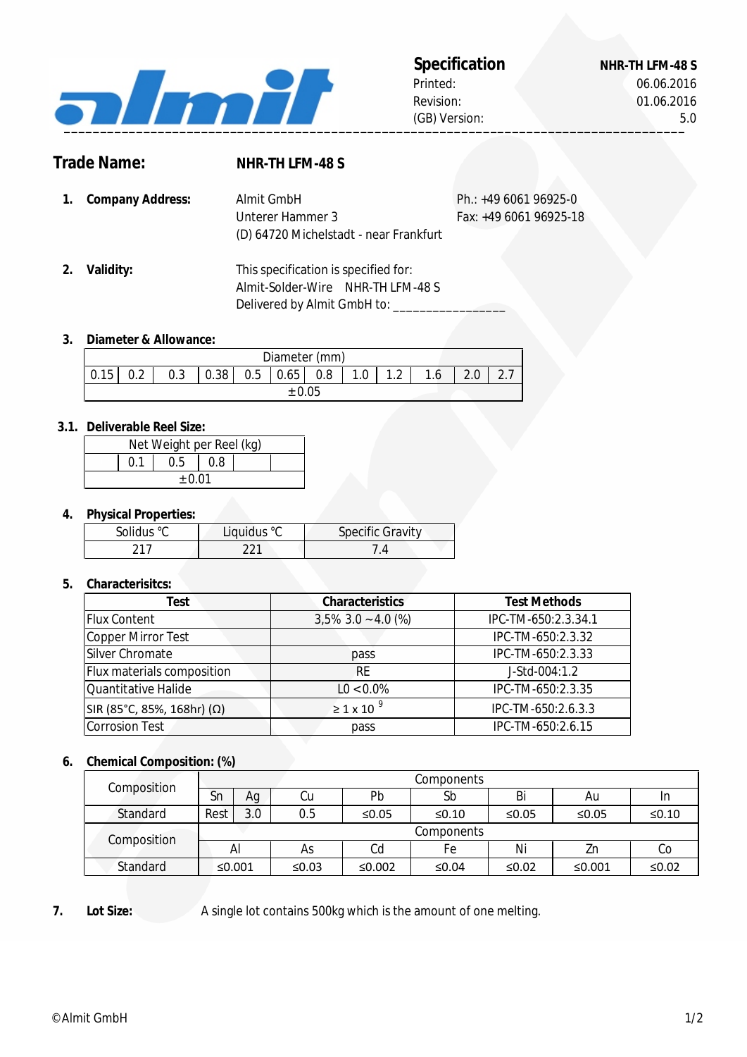**Specification** **NHR-TH LFM-48 S**

Printed: 06.06.2016

Revision: 01.06.2016

(GB) Version: 5.0

## Trade Name: NHR-TH LFM-48 S

**1. Company Address:**

Almit GmbH
Unterer Hammer 3
(D) 64720 Michelstadt - near Frankfurt

Ph.: +49 6061 96925-0
Fax: +49 6061 96925-18

**2. Validity:**

This specification is specified for:
Almit-Solder-Wire NHR-TH LFM-48 S
Delivered by Almit GmbH to: _______________

**3. Diameter & Allowance:**

| Diameter (mm) | | | | | | | | | | | |
|---|---|---|---|---|---|---|---|---|---|---|---|
| 0.15 | 0.2 | 0.3 | 0.38 | 0.5 | 0.65 | 0.8 | 1.0 | 1.2 | 1.6 | 2.0 | 2.7 |
| ±0.05 | | | | | | | | | | | |

**3.1. Deliverable Reel Size:**

| Net Weight per Reel (kg) | | | | | |
|---|---|---|---|---|---|
| | 0.1 | 0.5 | 0.8 | | |
| ±0.01 | | | | | |

**4. Physical Properties:**

| Solidus °C | Liquidus °C | Specific Gravity |
|---|---|---|
| 217 | 221 | 7.4 |

**5. Characterisitcs:**

| Test | Characteristics | Test Methods |
|---|---|---|
| Flux Content | 3,5% 3.0 ~4.0 (%) | IPC-TM-650:2.3.34.1 |
| Copper Mirror Test | | IPC-TM-650:2.3.32 |
| Silver Chromate | pass | IPC-TM-650:2.3.33 |
| Flux materials composition | RE | J-Std-004:1.2 |
| Quantitative Halide | L0 <0.0% | IPC-TM-650:2.3.35 |
| SIR (85°C, 85%, 168hr) (Ω) | $\geq 1 \times 10^{9}$ | IPC-TM-650:2.6.3.3 |
| Corrosion Test | pass | IPC-TM-650:2.6.15 |

**6. Chemical Composition: (%)**

| Composition | Components | | | | | | | |
|---|---|---|---|---|---|---|---|---|
| | Sn | Ag | Cu | Pb | Sb | Bi | Au | In |
| Standard | Rest | 3.0 | 0.5 | ≤0.05 | ≤0.10 | ≤0.05 | ≤0.05 | ≤0.10 |
| Composition | Components | | | | | | | |
| | Al | | As | Cd | Fe | Ni | Zn | Co |
| Standard | ≤0.001 | | ≤0.03 | ≤0.002 | ≤0.04 | ≤0.02 | ≤0.001 | ≤0.02 |

**7. Lot Size:** A single lot contains 500kg which is the amount of one melting.

©Almit GmbH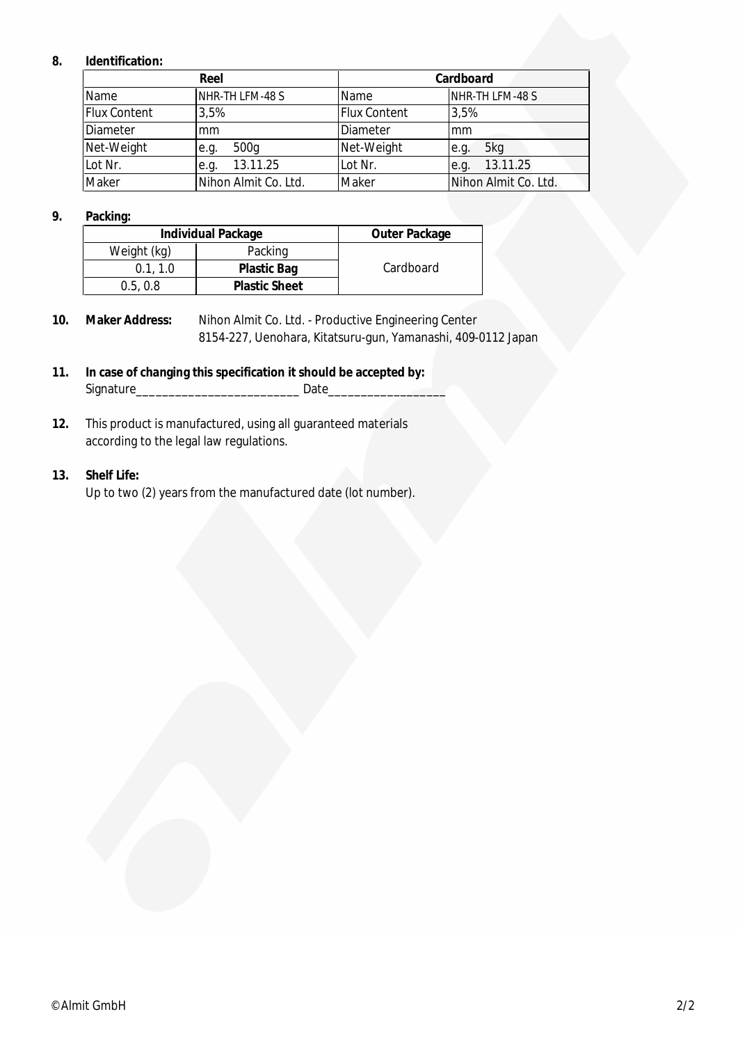**8. Identification:**

| Reel | | Cardboard | |
|---|---|---|---|
| Name | NHR-TH LFM-48 S | Name | NHR-TH LFM-48 S |
| Flux Content | 3,5% | Flux Content | 3,5% |
| Diameter | mm | Diameter | mm |
| Net-Weight | e.g. 500g | Net-Weight | e.g. 5kg |
| Lot Nr. | e.g. 13.11.25 | Lot Nr. | e.g. 13.11.25 |
| Maker | Nihon Almit Co. Ltd. | Maker | Nihon Almit Co. Ltd. |

**9. Packing:**

| Individual Package | | Outer Package |
|---|---|---|
| Weight (kg) | Packing | Cardboard |
| 0.1, 1.0 | **Plastic Bag** | |
| 0.5, 0.8 | **Plastic Sheet** | |

**10. Maker Address:** Nihon Almit Co. Ltd. - Productive Engineering Center
8154-227, Uenohara, Kitatsuru-gun, Yamanashi, 409-0112 Japan

**11. In case of changing this specification it should be accepted by:**
Signature_________________________ Date__________________

**12.** This product is manufactured, using all guaranteed materials according to the legal law regulations.

**13. Shelf Life:**
Up to two (2) years from the manufactured date (lot number).

©Almit GmbH